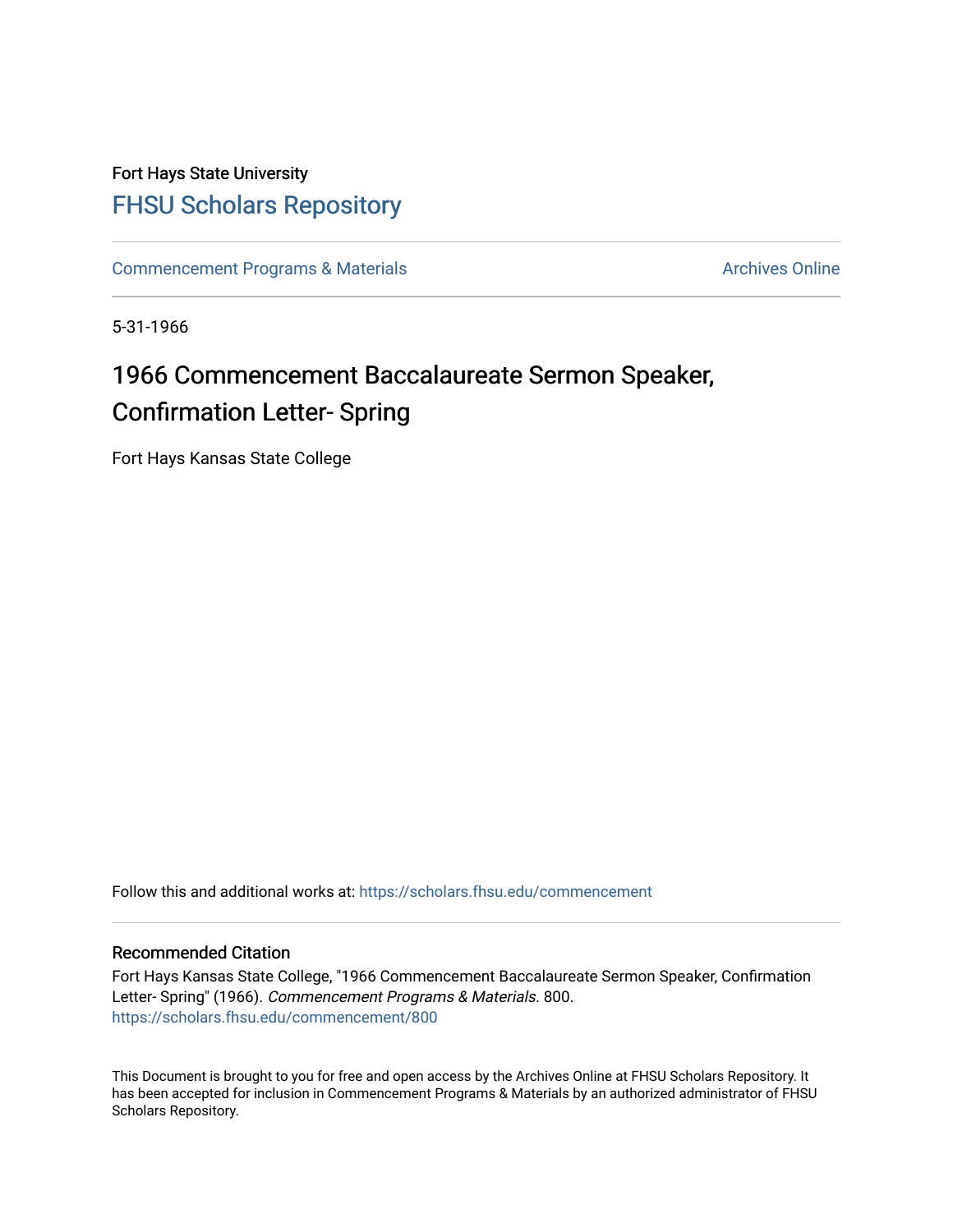Fort Hays State University

# FHSU Scholars Repository

Commencement Programs & Materials

Archives Online

5-31-1966

## 1966 Commencement Baccalaureate Sermon Speaker, Confirmation Letter- Spring

Fort Hays Kansas State College

Follow this and additional works at: https://scholars.fhsu.edu/commencement

### Recommended Citation

Fort Hays Kansas State College, "1966 Commencement Baccalaureate Sermon Speaker, Confirmation Letter- Spring" (1966). *Commencement Programs & Materials*. 800.
https://scholars.fhsu.edu/commencement/800

This Document is brought to you for free and open access by the Archives Online at FHSU Scholars Repository. It has been accepted for inclusion in Commencement Programs & Materials by an authorized administrator of FHSU Scholars Repository.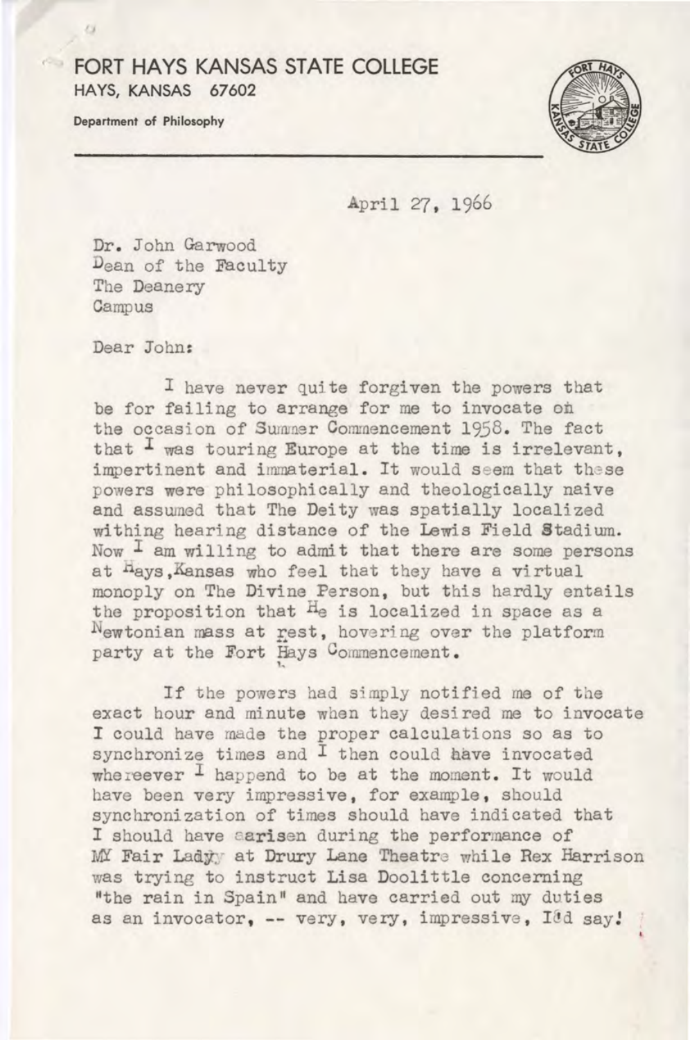FORT HAYS KANSAS STATE COLLEGE
HAYS, KANSAS 67602

Department of Philosophy

April 27, 1966

Dr. John Garwood
Dean of the Faculty
The Deanery
Campus

Dear John:

I have never quite forgiven the powers that be for failing to arrange for me to invocate on the occasion of Summer Commencement 1958. The fact that I was touring Europe at the time is irrelevant, impertinent and immaterial. It would seem that these powers were philosophically and theologically naive and assumed that The Deity was spatially localized withing hearing distance of the Lewis Field Stadium. Now I am willing to admit that there are some persons at Hays, Kansas who feel that they have a virtual monoply on The Divine Person, but this hardly entails the proposition that He is localized in space as a Newtonian mass at rest, hovering over the platform party at the Fort Hays Commencement.

If the powers had simply notified me of the exact hour and minute when they desired me to invocate I could have made the proper calculations so as to synchronize times and I then could have invocated whereever I happend to be at the moment. It would have been very impressive, for example, should synchronization of times should have indicated that I should have earisen during the performance of MY Fair Lady at Drury Lane Theatre while Rex Harrison was trying to instruct Lisa Doolittle concerning "the rain in Spain" and have carried out my duties as an invocator, -- very, very, impressive, I'd say!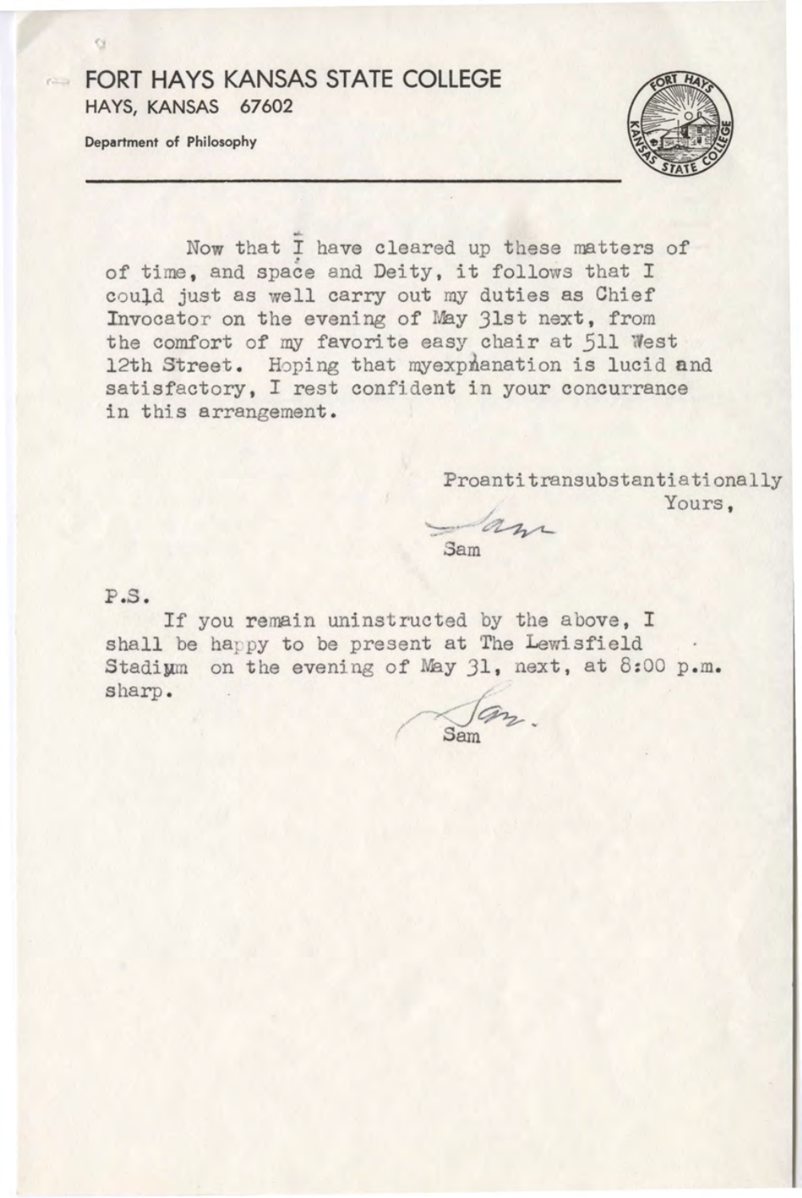**FORT HAYS KANSAS STATE COLLEGE**
HAYS, KANSAS 67602

**Department of Philosophy**

---

Now that I have cleared up these matters of of time, and space and Deity, it follows that I could just as well carry out my duties as Chief Invocator on the evening of May 31st next, from the comfort of my favorite easy chair at 511 West 12th Street. Hoping that myexphanation is lucid and satisfactory, I rest confident in your concurrance in this arrangement.

Proantitransubstantiationally
Yours,

Sam

Sam

P.S.

If you remain uninstructed by the above, I shall be happy to be present at The Lewisfield Stadium on the evening of May 31, next, at 8:00 p.m. sharp.

Sam.

Sam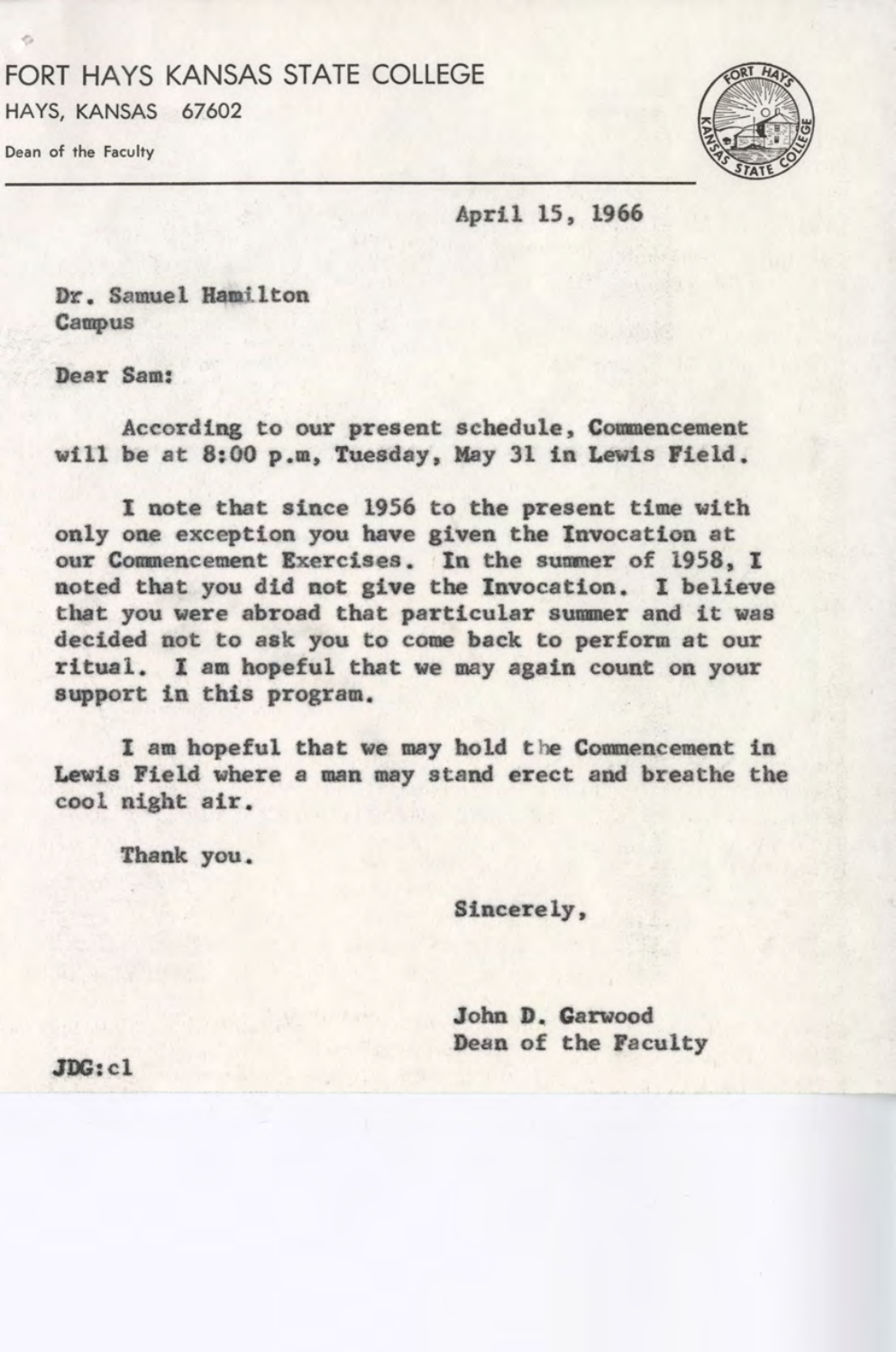FORT HAYS KANSAS STATE COLLEGE

HAYS, KANSAS 67602

Dean of the Faculty

April 15, 1966

Dr. Samuel Hamilton
Campus

Dear Sam:

According to our present schedule, Commencement will be at 8:00 p.m, Tuesday, May 31 in Lewis Field.

I note that since 1956 to the present time with only one exception you have given the Invocation at our Commencement Exercises. In the summer of 1958, I noted that you did not give the Invocation. I believe that you were abroad that particular summer and it was decided not to ask you to come back to perform at our ritual. I am hopeful that we may again count on your support in this program.

I am hopeful that we may hold the Commencement in Lewis Field where a man may stand erect and breathe the cool night air.

Thank you.

Sincerely,

John D. Garwood
Dean of the Faculty

JDG:cl